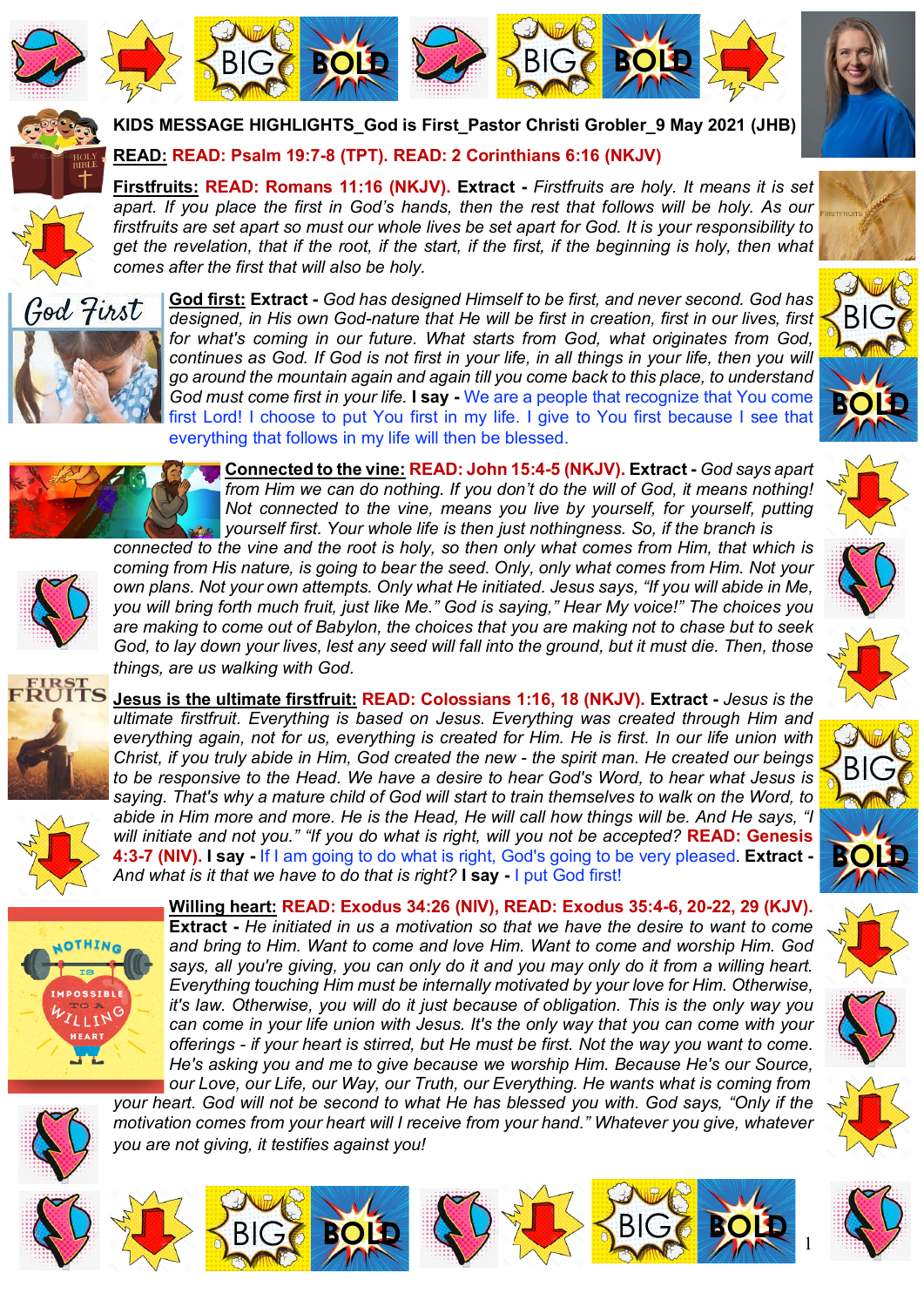**KIDS MESSAGE HIGHLIGHTS_God is First_Pastor Christi Grobler_9 May 2021 (JHB)**

**READ:** **READ: Psalm 19:7-8 (TPT). READ: 2 Corinthians 6:16 (NKJV)**

**Firstfruits:** **READ: Romans 11:16 (NKJV). Extract -** *Firstfruits are holy. It means it is set apart. If you place the first in God's hands, then the rest that follows will be holy. As our firstfruits are set apart so must our whole lives be set apart for God. It is your responsibility to get the revelation, that if the root, if the start, if the first, if the beginning is holy, then what comes after the first that will also be holy.*

**God first: Extract -** *God has designed Himself to be first, and never second. God has designed, in His own God-nature that He will be first in creation, first in our lives, first for what's coming in our future. What starts from God, what originates from God, continues as God. If God is not first in your life, in all things in your life, then you will go around the mountain again and again till you come back to this place, to understand God must come first in your life.* **I say -** We are a people that recognize that You come first Lord! I choose to put You first in my life. I give to You first because I see that everything that follows in my life will then be blessed.

**Connected to the vine:** **READ: John 15:4-5 (NKJV). Extract -** *God says apart from Him we can do nothing. If you don't do the will of God, it means nothing! Not connected to the vine, means you live by yourself, for yourself, putting yourself first. Your whole life is then just nothingness. So, if the branch is connected to the vine and the root is holy, so then only what comes from Him, that which is coming from His nature, is going to bear the seed. Only, only what comes from Him. Not your own plans. Not your own attempts. Only what He initiated. Jesus says, "If you will abide in Me, you will bring forth much fruit, just like Me." God is saying," Hear My voice!" The choices you are making to come out of Babylon, the choices that you are making not to chase but to seek God, to lay down your lives, lest any seed will fall into the ground, but it must die. Then, those things, are us walking with God.*

**Jesus is the ultimate firstfruit:** **READ: Colossians 1:16, 18 (NKJV). Extract -** *Jesus is the ultimate firstfruit. Everything is based on Jesus. Everything was created through Him and everything again, not for us, everything is created for Him. He is first. In our life union with Christ, if you truly abide in Him, God created the new - the spirit man. He created our beings to be responsive to the Head. We have a desire to hear God's Word, to hear what Jesus is saying. That's why a mature child of God will start to train themselves to walk on the Word, to abide in Him more and more. He is the Head, He will call how things will be. And He says, "I will initiate and not you." "If you do what is right, will you not be accepted?"* **READ: Genesis 4:3-7 (NIV). I say -** If I am going to do what is right, God's going to be very pleased. **Extract -** *And what is it that we have to do that is right?* **I say -** I put God first!

**Willing heart:** **READ: Exodus 34:26 (NIV), READ: Exodus 35:4-6, 20-22, 29 (KJV). Extract -** *He initiated in us a motivation so that we have the desire to want to come and bring to Him. Want to come and love Him. Want to come and worship Him. God says, all you're giving, you can only do it and you may only do it from a willing heart. Everything touching Him must be internally motivated by your love for Him. Otherwise, it's law. Otherwise, you will do it just because of obligation. This is the only way you can come in your life union with Jesus. It's the only way that you can come with your offerings - if your heart is stirred, but He must be first. Not the way you want to come. He's asking you and me to give because we worship Him. Because He's our Source, our Love, our Life, our Way, our Truth, our Everything. He wants what is coming from your heart. God will not be second to what He has blessed you with. God says, "Only if the motivation comes from your heart will I receive from your hand." Whatever you give, whatever you are not giving, it testifies against you!*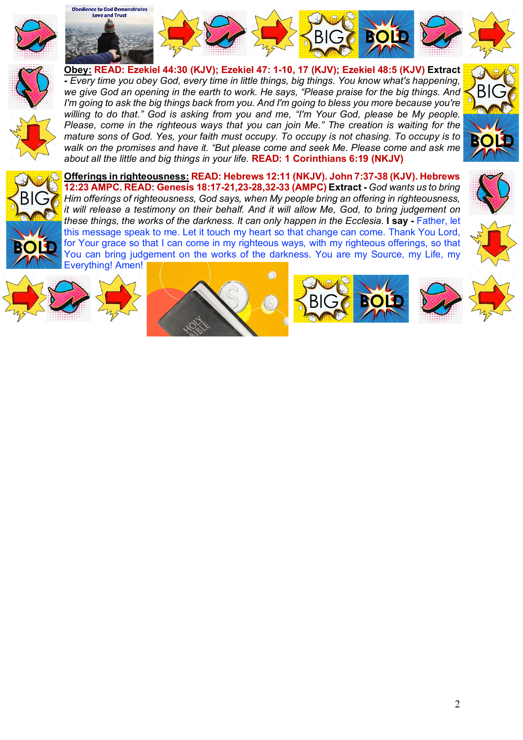**Obey:** **READ: Ezekiel 44:30 (KJV); Ezekiel 47: 1-10, 17 (KJV); Ezekiel 48:5 (KJV)** **Extract -** *Every time you obey God, every time in little things, big things. You know what's happening, we give God an opening in the earth to work. He says, "Please praise for the big things. And I'm going to ask the big things back from you. And I'm going to bless you more because you're willing to do that." God is asking from you and me, "I'm Your God, please be My people. Please, come in the righteous ways that you can join Me." The creation is waiting for the mature sons of God. Yes, your faith must occupy. To occupy is not chasing. To occupy is to walk on the promises and have it. "But please come and seek Me. Please come and ask me about all the little and big things in your life.* **READ: 1 Corinthians 6:19 (NKJV)**

**Offerings in righteousness:** **READ: Hebrews 12:11 (NKJV). John 7:37-38 (KJV). Hebrews 12:23 AMPC. READ: Genesis 18:17-21,23-28,32-33 (AMPC)** **Extract -** *God wants us to bring Him offerings of righteousness, God says, when My people bring an offering in righteousness, it will release a testimony on their behalf. And it will allow Me, God, to bring judgement on these things, the works of the darkness. It can only happen in the Ecclesia.* **I say -** Father, let this message speak to me. Let it touch my heart so that change can come. Thank You Lord, for Your grace so that I can come in my righteous ways, with my righteous offerings, so that You can bring judgement on the works of the darkness. You are my Source, my Life, my Everything! Amen!